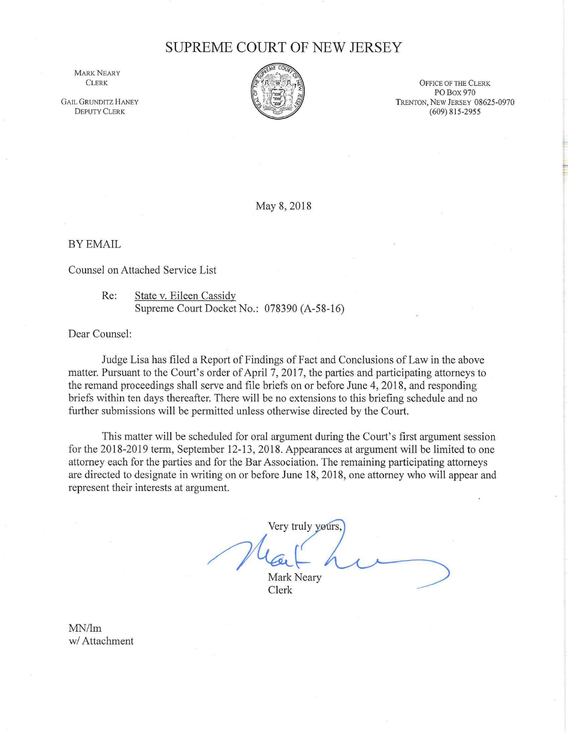# SUPREME COURT OF NEW JERSEY

MARK NEARY
CLERK

GAIL GRUNDITZ HANEY
DEPUTY CLERK

OFFICE OF THE CLERK
PO BOX 970
TRENTON, NEW JERSEY 08625-0970
(609) 815-2955

May 8, 2018

BY EMAIL

Counsel on Attached Service List

Re: State v. Eileen Cassidy
Supreme Court Docket No.: 078390 (A-58-16)

Dear Counsel:

Judge Lisa has filed a Report of Findings of Fact and Conclusions of Law in the above matter. Pursuant to the Court's order of April 7, 2017, the parties and participating attorneys to the remand proceedings shall serve and file briefs on or before June 4, 2018, and responding briefs within ten days thereafter. There will be no extensions to this briefing schedule and no further submissions will be permitted unless otherwise directed by the Court.

This matter will be scheduled for oral argument during the Court's first argument session for the 2018-2019 term, September 12-13, 2018. Appearances at argument will be limited to one attorney each for the parties and for the Bar Association. The remaining participating attorneys are directed to designate in writing on or before June 18, 2018, one attorney who will appear and represent their interests at argument.

Very truly yours,

Mark Neary
Clerk

MN/lm
w/ Attachment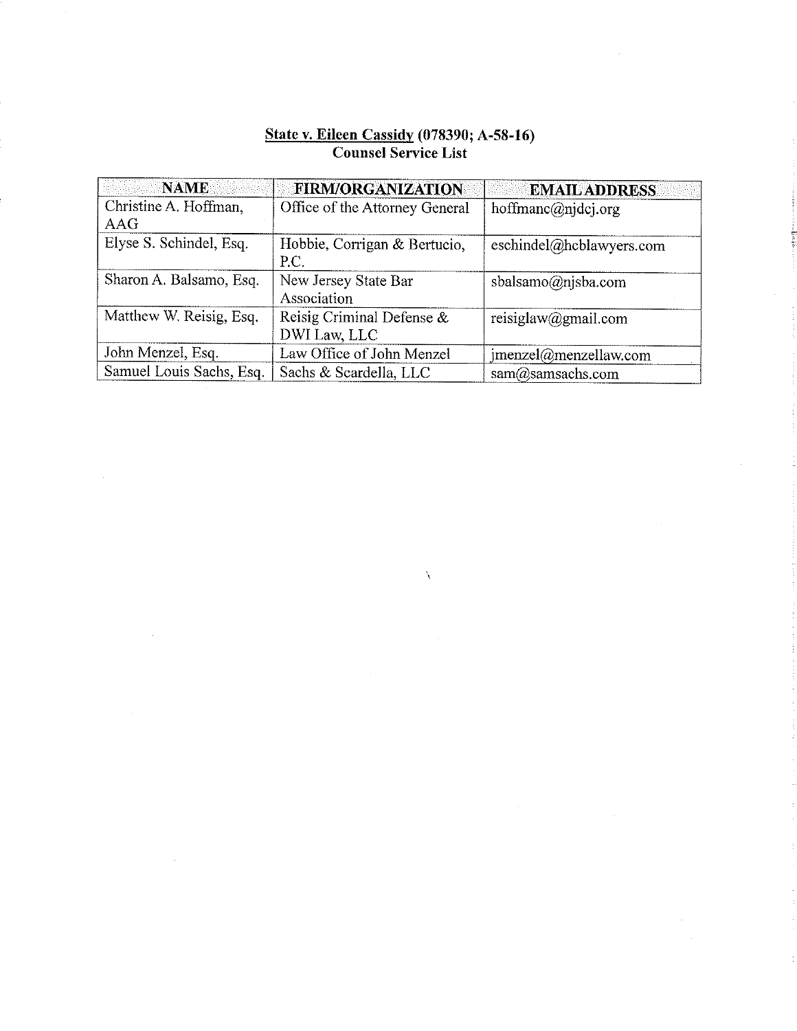**<u>State v. Eileen Cassidy</u> (078390; A-58-16)**
**Counsel Service List**

| NAME | FIRM/ORGANIZATION | EMAIL ADDRESS |
|---|---|---|
| Christine A. Hoffman, AAG | Office of the Attorney General | hoffmanc@njdcj.org |
| Elyse S. Schindel, Esq. | Hobbie, Corrigan & Bertucio, P.C. | eschindel@hcblawyers.com |
| Sharon A. Balsamo, Esq. | New Jersey State Bar Association | sbalsamo@njsba.com |
| Matthew W. Reisig, Esq. | Reisig Criminal Defense & DWI Law, LLC | reisiglaw@gmail.com |
| John Menzel, Esq. | Law Office of John Menzel | jmenzel@menzellaw.com |
| Samuel Louis Sachs, Esq. | Sachs & Scardella, LLC | sam@samsachs.com |